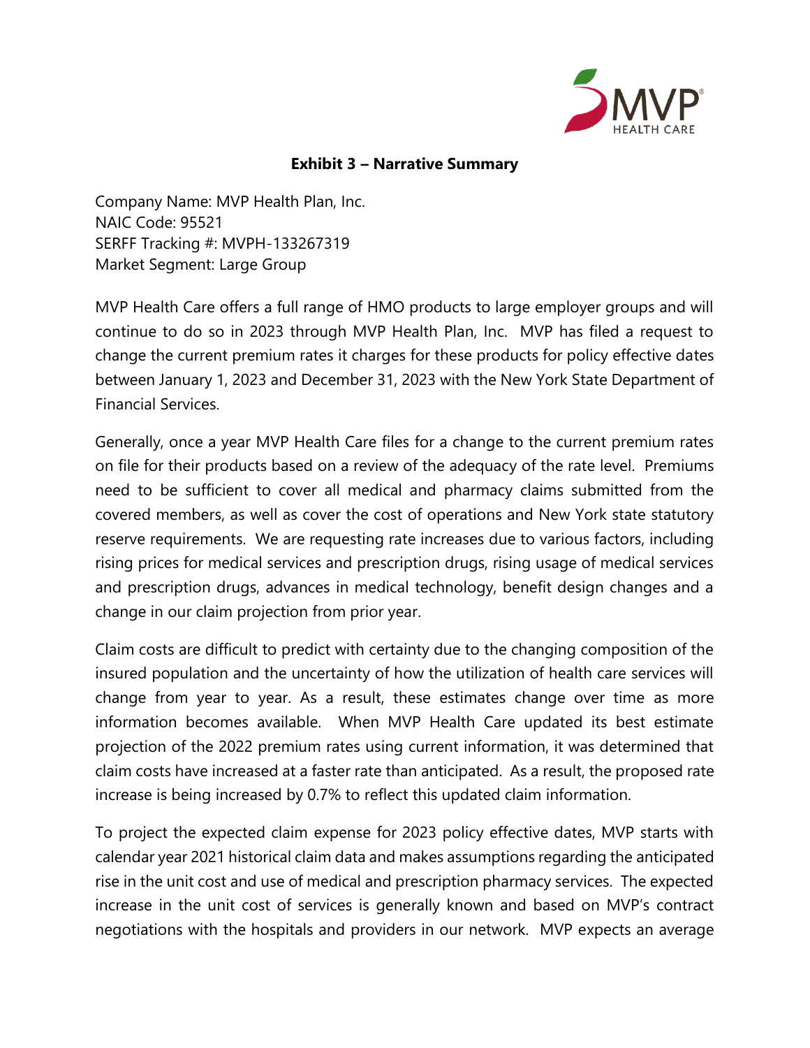## Exhibit 3 – Narrative Summary

Company Name: MVP Health Plan, Inc.
NAIC Code: 95521
SERFF Tracking #: MVPH-133267319
Market Segment: Large Group

MVP Health Care offers a full range of HMO products to large employer groups and will continue to do so in 2023 through MVP Health Plan, Inc. MVP has filed a request to change the current premium rates it charges for these products for policy effective dates between January 1, 2023 and December 31, 2023 with the New York State Department of Financial Services.

Generally, once a year MVP Health Care files for a change to the current premium rates on file for their products based on a review of the adequacy of the rate level. Premiums need to be sufficient to cover all medical and pharmacy claims submitted from the covered members, as well as cover the cost of operations and New York state statutory reserve requirements. We are requesting rate increases due to various factors, including rising prices for medical services and prescription drugs, rising usage of medical services and prescription drugs, advances in medical technology, benefit design changes and a change in our claim projection from prior year.

Claim costs are difficult to predict with certainty due to the changing composition of the insured population and the uncertainty of how the utilization of health care services will change from year to year. As a result, these estimates change over time as more information becomes available. When MVP Health Care updated its best estimate projection of the 2022 premium rates using current information, it was determined that claim costs have increased at a faster rate than anticipated. As a result, the proposed rate increase is being increased by 0.7% to reflect this updated claim information.

To project the expected claim expense for 2023 policy effective dates, MVP starts with calendar year 2021 historical claim data and makes assumptions regarding the anticipated rise in the unit cost and use of medical and prescription pharmacy services. The expected increase in the unit cost of services is generally known and based on MVP's contract negotiations with the hospitals and providers in our network. MVP expects an average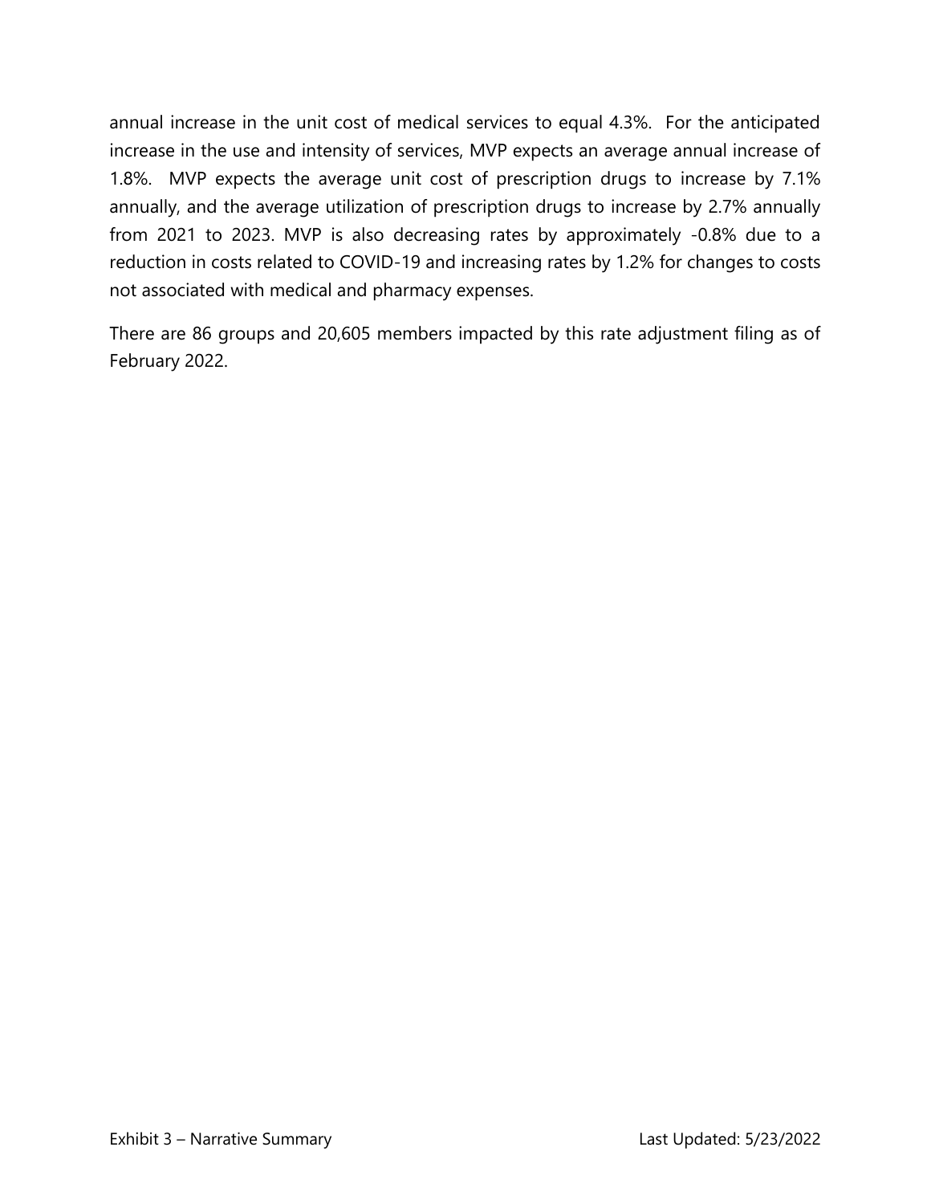annual increase in the unit cost of medical services to equal 4.3%. For the anticipated increase in the use and intensity of services, MVP expects an average annual increase of 1.8%. MVP expects the average unit cost of prescription drugs to increase by 7.1% annually, and the average utilization of prescription drugs to increase by 2.7% annually from 2021 to 2023. MVP is also decreasing rates by approximately -0.8% due to a reduction in costs related to COVID-19 and increasing rates by 1.2% for changes to costs not associated with medical and pharmacy expenses.

There are 86 groups and 20,605 members impacted by this rate adjustment filing as of February 2022.